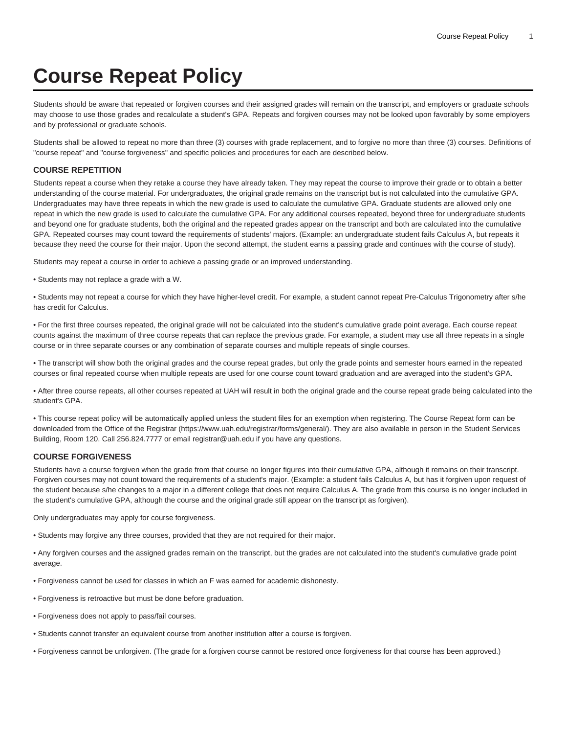# Course Repeat Policy

Students should be aware that repeated or forgiven courses and their assigned grades will remain on the transcript, and employers or graduate schools may choose to use those grades and recalculate a student's GPA. Repeats and forgiven courses may not be looked upon favorably by some employers and by professional or graduate schools.

Students shall be allowed to repeat no more than three (3) courses with grade replacement, and to forgive no more than three (3) courses. Definitions of "course repeat" and "course forgiveness" and specific policies and procedures for each are described below.

### COURSE REPETITION

Students repeat a course when they retake a course they have already taken. They may repeat the course to improve their grade or to obtain a better understanding of the course material. For undergraduates, the original grade remains on the transcript but is not calculated into the cumulative GPA. Undergraduates may have three repeats in which the new grade is used to calculate the cumulative GPA. Graduate students are allowed only one repeat in which the new grade is used to calculate the cumulative GPA. For any additional courses repeated, beyond three for undergraduate students and beyond one for graduate students, both the original and the repeated grades appear on the transcript and both are calculated into the cumulative GPA. Repeated courses may count toward the requirements of students' majors. (Example: an undergraduate student fails Calculus A, but repeats it because they need the course for their major. Upon the second attempt, the student earns a passing grade and continues with the course of study).

Students may repeat a course in order to achieve a passing grade or an improved understanding.

- Students may not replace a grade with a W.
- Students may not repeat a course for which they have higher-level credit. For example, a student cannot repeat Pre-Calculus Trigonometry after s/he has credit for Calculus.
- For the first three courses repeated, the original grade will not be calculated into the student's cumulative grade point average. Each course repeat counts against the maximum of three course repeats that can replace the previous grade. For example, a student may use all three repeats in a single course or in three separate courses or any combination of separate courses and multiple repeats of single courses.
- The transcript will show both the original grades and the course repeat grades, but only the grade points and semester hours earned in the repeated courses or final repeated course when multiple repeats are used for one course count toward graduation and are averaged into the student's GPA.
- After three course repeats, all other courses repeated at UAH will result in both the original grade and the course repeat grade being calculated into the student's GPA.
- This course repeat policy will be automatically applied unless the student files for an exemption when registering. The Course Repeat form can be downloaded from the Office of the Registrar (https://www.uah.edu/registrar/forms/general/). They are also available in person in the Student Services Building, Room 120. Call 256.824.7777 or email registrar@uah.edu if you have any questions.

### COURSE FORGIVENESS

Students have a course forgiven when the grade from that course no longer figures into their cumulative GPA, although it remains on their transcript. Forgiven courses may not count toward the requirements of a student's major. (Example: a student fails Calculus A, but has it forgiven upon request of the student because s/he changes to a major in a different college that does not require Calculus A. The grade from this course is no longer included in the student's cumulative GPA, although the course and the original grade still appear on the transcript as forgiven).

Only undergraduates may apply for course forgiveness.

- Students may forgive any three courses, provided that they are not required for their major.
- Any forgiven courses and the assigned grades remain on the transcript, but the grades are not calculated into the student's cumulative grade point average.
- Forgiveness cannot be used for classes in which an F was earned for academic dishonesty.
- Forgiveness is retroactive but must be done before graduation.
- Forgiveness does not apply to pass/fail courses.
- Students cannot transfer an equivalent course from another institution after a course is forgiven.
- Forgiveness cannot be unforgiven. (The grade for a forgiven course cannot be restored once forgiveness for that course has been approved.)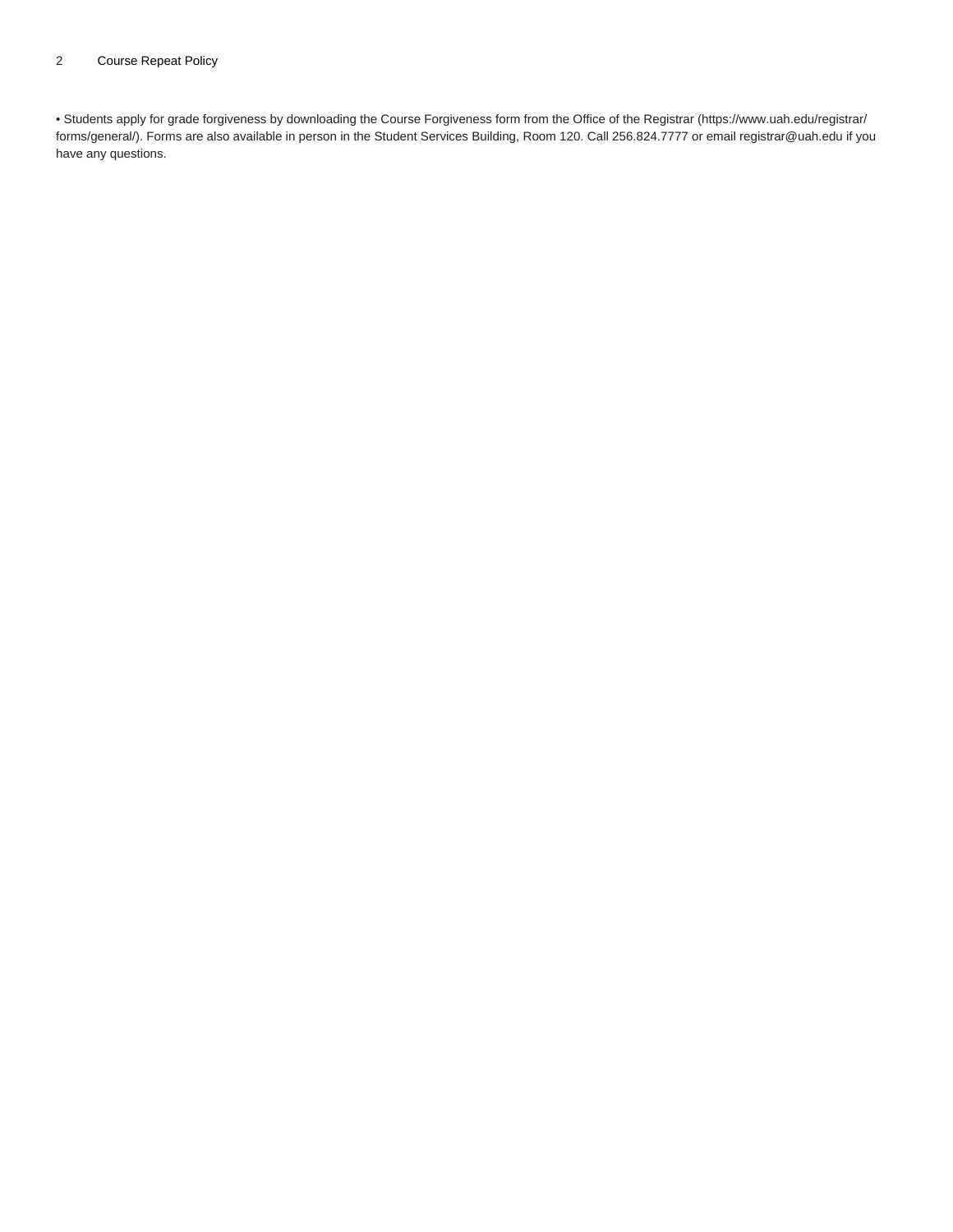- Students apply for grade forgiveness by downloading the Course Forgiveness form from the Office of the Registrar (https://www.uah.edu/registrar/forms/general/). Forms are also available in person in the Student Services Building, Room 120. Call 256.824.7777 or email registrar@uah.edu if you have any questions.